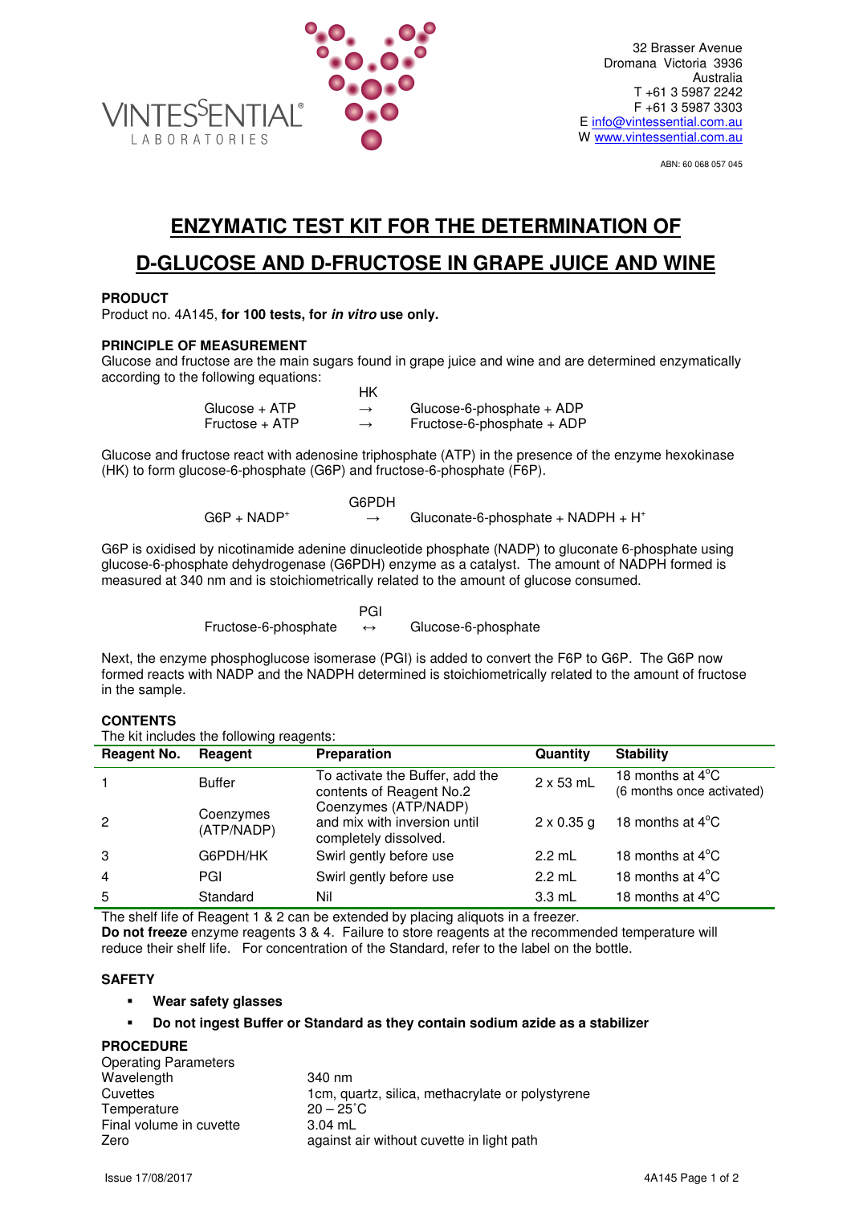VINTESSENTIAL® LABORATORIES

32 Brasser Avenue
Dromana Victoria 3936
Australia
T +61 3 5987 2242
F +61 3 5987 3303
E info@vintessential.com.au
W www.vintessential.com.au

ABN: 60 068 057 045

# ENZYMATIC TEST KIT FOR THE DETERMINATION OF D-GLUCOSE AND D-FRUCTOSE IN GRAPE JUICE AND WINE

## PRODUCT

Product no. 4A145, **for 100 tests, for *in vitro* use only.**

## PRINCIPLE OF MEASUREMENT

Glucose and fructose are the main sugars found in grape juice and wine and are determined enzymatically according to the following equations:

$$\text{Glucose + ATP} \xrightarrow{\text{HK}} \text{Glucose-6-phosphate + ADP}$$
$$\text{Fructose + ATP} \xrightarrow{\text{HK}} \text{Fructose-6-phosphate + ADP}$$

Glucose and fructose react with adenosine triphosphate (ATP) in the presence of the enzyme hexokinase (HK) to form glucose-6-phosphate (G6P) and fructose-6-phosphate (F6P).

$$\text{G6P + NADP}^+ \xrightarrow{\text{G6PDH}} \text{Gluconate-6-phosphate + NADPH + H}^+$$

G6P is oxidised by nicotinamide adenine dinucleotide phosphate (NADP) to gluconate 6-phosphate using glucose-6-phosphate dehydrogenase (G6PDH) enzyme as a catalyst. The amount of NADPH formed is measured at 340 nm and is stoichiometrically related to the amount of glucose consumed.

$$\text{Fructose-6-phosphate} \overset{\text{PGI}}{\leftrightarrow} \text{Glucose-6-phosphate}$$

Next, the enzyme phosphoglucose isomerase (PGI) is added to convert the F6P to G6P. The G6P now formed reacts with NADP and the NADPH determined is stoichiometrically related to the amount of fructose in the sample.

## CONTENTS

The kit includes the following reagents:

| Reagent No. | Reagent | Preparation | Quantity | Stability |
|---|---|---|---|---|
| 1 | Buffer | To activate the Buffer, add the contents of Reagent No.2 Coenzymes (ATP/NADP) and mix with inversion until completely dissolved. | 2 x 53 mL | 18 months at 4°C (6 months once activated) |
| 2 | Coenzymes (ATP/NADP) | | 2 x 0.35 g | 18 months at 4°C |
| 3 | G6PDH/HK | Swirl gently before use | 2.2 mL | 18 months at 4°C |
| 4 | PGI | Swirl gently before use | 2.2 mL | 18 months at 4°C |
| 5 | Standard | Nil | 3.3 mL | 18 months at 4°C |

The shelf life of Reagent 1 & 2 can be extended by placing aliquots in a freezer.
**Do not freeze** enzyme reagents 3 & 4. Failure to store reagents at the recommended temperature will reduce their shelf life. For concentration of the Standard, refer to the label on the bottle.

## SAFETY

- **Wear safety glasses**
- **Do not ingest Buffer or Standard as they contain sodium azide as a stabilizer**

## PROCEDURE

Operating Parameters

| | |
|---|---|
| Wavelength | 340 nm |
| Cuvettes | 1cm, quartz, silica, methacrylate or polystyrene |
| Temperature | 20 – 25˚C |
| Final volume in cuvette | 3.04 mL |
| Zero | against air without cuvette in light path |

Issue 17/08/2017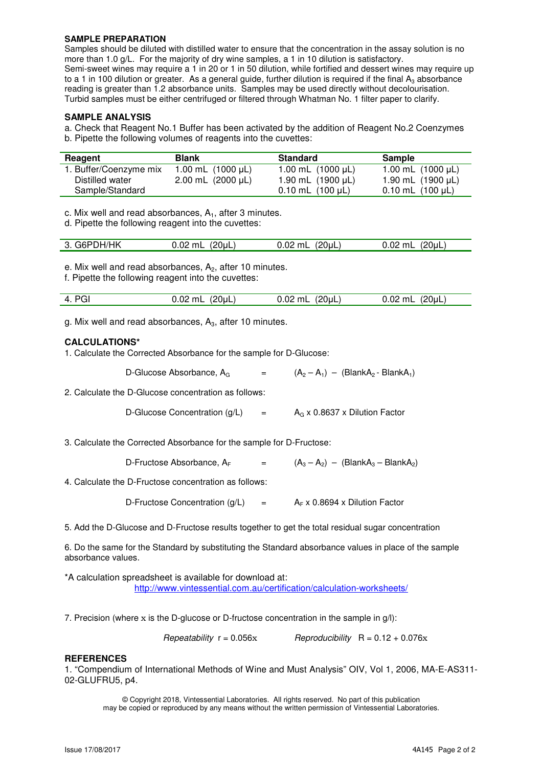## SAMPLE PREPARATION

Samples should be diluted with distilled water to ensure that the concentration in the assay solution is no more than 1.0 g/L. For the majority of dry wine samples, a 1 in 10 dilution is satisfactory.
Semi-sweet wines may require a 1 in 20 or 1 in 50 dilution, while fortified and dessert wines may require up to a 1 in 100 dilution or greater. As a general guide, further dilution is required if the final $A_3$ absorbance reading is greater than 1.2 absorbance units. Samples may be used directly without decolourisation. Turbid samples must be either centrifuged or filtered through Whatman No. 1 filter paper to clarify.

## SAMPLE ANALYSIS

a. Check that Reagent No.1 Buffer has been activated by the addition of Reagent No.2 Coenzymes
b. Pipette the following volumes of reagents into the cuvettes:

| Reagent | Blank | Standard | Sample |
|---|---|---|---|
| 1. Buffer/Coenzyme mix | 1.00 mL (1000 µL) | 1.00 mL (1000 µL) | 1.00 mL (1000 µL) |
| Distilled water | 2.00 mL (2000 µL) | 1.90 mL (1900 µL) | 1.90 mL (1900 µL) |
| Sample/Standard | | 0.10 mL (100 µL) | 0.10 mL (100 µL) |

c. Mix well and read absorbances, $A_1$, after 3 minutes.
d. Pipette the following reagent into the cuvettes:

| | | | |
|---|---|---|---|
| 3. G6PDH/HK | 0.02 mL (20µL) | 0.02 mL (20µL) | 0.02 mL (20µL) |

e. Mix well and read absorbances, $A_2$, after 10 minutes.
f. Pipette the following reagent into the cuvettes:

| | | | |
|---|---|---|---|
| 4. PGI | 0.02 mL (20µL) | 0.02 mL (20µL) | 0.02 mL (20µL) |

g. Mix well and read absorbances, $A_3$, after 10 minutes.

## CALCULATIONS*

1. Calculate the Corrected Absorbance for the sample for D-Glucose:

$$\text{D-Glucose Absorbance, } A_G = (A_2 - A_1) - (\text{Blank}A_2 - \text{Blank}A_1)$$

2. Calculate the D-Glucose concentration as follows:

$$\text{D-Glucose Concentration (g/L)} = A_G \times 0.8637 \times \text{Dilution Factor}$$

3. Calculate the Corrected Absorbance for the sample for D-Fructose:

$$\text{D-Fructose Absorbance, } A_F = (A_3 - A_2) - (\text{Blank}A_3 - \text{Blank}A_2)$$

4. Calculate the D-Fructose concentration as follows:

$$\text{D-Fructose Concentration (g/L)} = A_F \times 0.8694 \times \text{Dilution Factor}$$

5. Add the D-Glucose and D-Fructose results together to get the total residual sugar concentration

6. Do the same for the Standard by substituting the Standard absorbance values in place of the sample absorbance values.

*A calculation spreadsheet is available for download at:
http://www.vintessential.com.au/certification/calculation-worksheets/

7. Precision (where $x$ is the D-glucose or D-fructose concentration in the sample in g/l):

*Repeatability* $r = 0.056x$ *Reproducibility* $R = 0.12 + 0.076x$

## REFERENCES

1. "Compendium of International Methods of Wine and Must Analysis" OIV, Vol 1, 2006, MA-E-AS311-02-GLUFRU5, p4.

© Copyright 2018, Vintessential Laboratories. All rights reserved. No part of this publication may be copied or reproduced by any means without the written permission of Vintessential Laboratories.